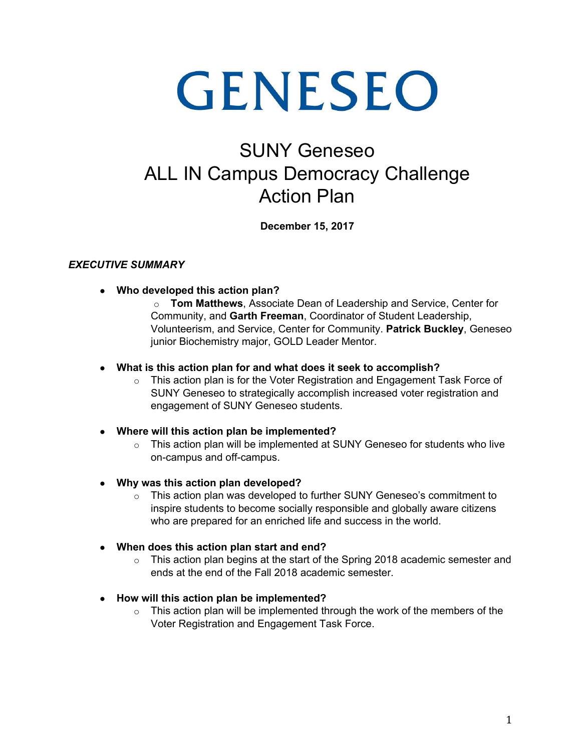# GENESEO

# SUNY Geneseo ALL IN Campus Democracy Challenge Action Plan

**December 15, 2017**

## *EXECUTIVE SUMMARY*

- **Who developed this action plan?**
  - **Tom Matthews**, Associate Dean of Leadership and Service, Center for Community, and **Garth Freeman**, Coordinator of Student Leadership, Volunteerism, and Service, Center for Community. **Patrick Buckley**, Geneseo junior Biochemistry major, GOLD Leader Mentor.

- **What is this action plan for and what does it seek to accomplish?**
  - This action plan is for the Voter Registration and Engagement Task Force of SUNY Geneseo to strategically accomplish increased voter registration and engagement of SUNY Geneseo students.

- **Where will this action plan be implemented?**
  - This action plan will be implemented at SUNY Geneseo for students who live on-campus and off-campus.

- **Why was this action plan developed?**
  - This action plan was developed to further SUNY Geneseo's commitment to inspire students to become socially responsible and globally aware citizens who are prepared for an enriched life and success in the world.

- **When does this action plan start and end?**
  - This action plan begins at the start of the Spring 2018 academic semester and ends at the end of the Fall 2018 academic semester.

- **How will this action plan be implemented?**
  - This action plan will be implemented through the work of the members of the Voter Registration and Engagement Task Force.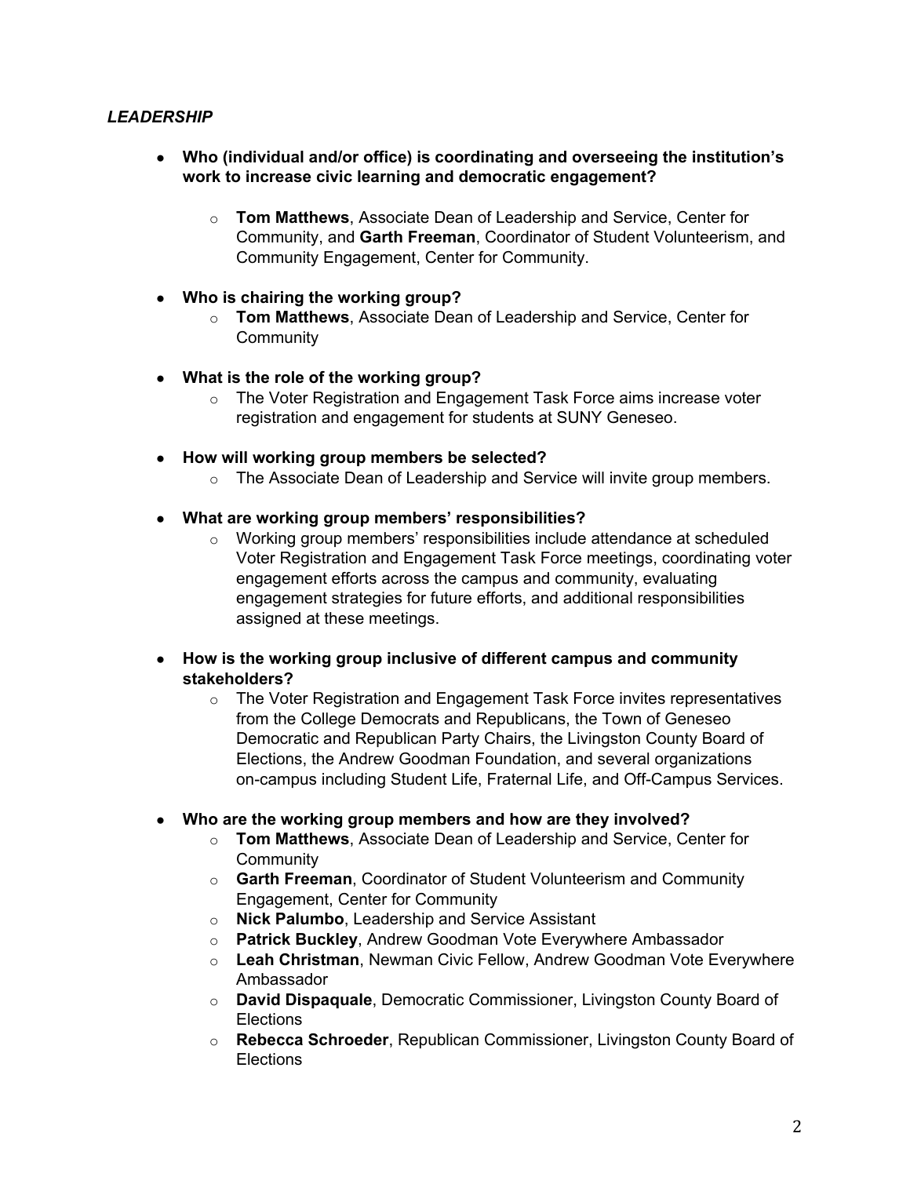### *LEADERSHIP*

- **Who (individual and/or office) is coordinating and overseeing the institution's work to increase civic learning and democratic engagement?**
  - **Tom Matthews**, Associate Dean of Leadership and Service, Center for Community, and **Garth Freeman**, Coordinator of Student Volunteerism, and Community Engagement, Center for Community.

- **Who is chairing the working group?**
  - **Tom Matthews**, Associate Dean of Leadership and Service, Center for Community

- **What is the role of the working group?**
  - The Voter Registration and Engagement Task Force aims increase voter registration and engagement for students at SUNY Geneseo.

- **How will working group members be selected?**
  - The Associate Dean of Leadership and Service will invite group members.

- **What are working group members' responsibilities?**
  - Working group members' responsibilities include attendance at scheduled Voter Registration and Engagement Task Force meetings, coordinating voter engagement efforts across the campus and community, evaluating engagement strategies for future efforts, and additional responsibilities assigned at these meetings.

- **How is the working group inclusive of different campus and community stakeholders?**
  - The Voter Registration and Engagement Task Force invites representatives from the College Democrats and Republicans, the Town of Geneseo Democratic and Republican Party Chairs, the Livingston County Board of Elections, the Andrew Goodman Foundation, and several organizations on-campus including Student Life, Fraternal Life, and Off-Campus Services.

- **Who are the working group members and how are they involved?**
  - **Tom Matthews**, Associate Dean of Leadership and Service, Center for Community
  - **Garth Freeman**, Coordinator of Student Volunteerism and Community Engagement, Center for Community
  - **Nick Palumbo**, Leadership and Service Assistant
  - **Patrick Buckley**, Andrew Goodman Vote Everywhere Ambassador
  - **Leah Christman**, Newman Civic Fellow, Andrew Goodman Vote Everywhere Ambassador
  - **David Dispaquale**, Democratic Commissioner, Livingston County Board of Elections
  - **Rebecca Schroeder**, Republican Commissioner, Livingston County Board of Elections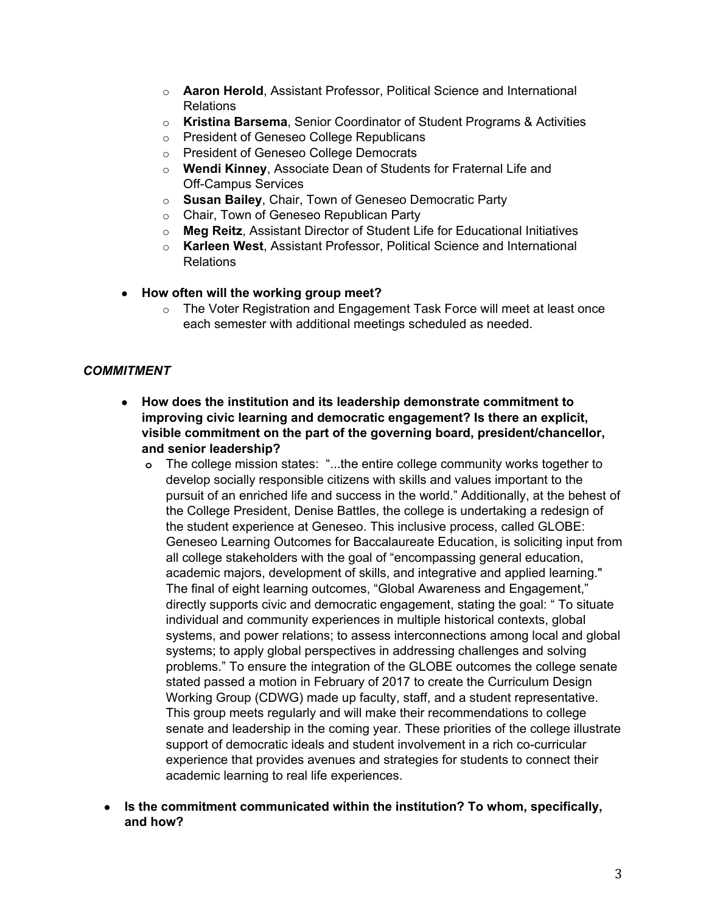- **Aaron Herold**, Assistant Professor, Political Science and International Relations
  - **Kristina Barsema**, Senior Coordinator of Student Programs & Activities
  - President of Geneseo College Republicans
  - President of Geneseo College Democrats
  - **Wendi Kinney**, Associate Dean of Students for Fraternal Life and Off-Campus Services
  - **Susan Bailey**, Chair, Town of Geneseo Democratic Party
  - Chair, Town of Geneseo Republican Party
  - **Meg Reitz**, Assistant Director of Student Life for Educational Initiatives
  - **Karleen West**, Assistant Professor, Political Science and International Relations

- **How often will the working group meet?**
  - The Voter Registration and Engagement Task Force will meet at least once each semester with additional meetings scheduled as needed.

***COMMITMENT***

- **How does the institution and its leadership demonstrate commitment to improving civic learning and democratic engagement? Is there an explicit, visible commitment on the part of the governing board, president/chancellor, and senior leadership?**
  - The college mission states: "...the entire college community works together to develop socially responsible citizens with skills and values important to the pursuit of an enriched life and success in the world." Additionally, at the behest of the College President, Denise Battles, the college is undertaking a redesign of the student experience at Geneseo. This inclusive process, called GLOBE: Geneseo Learning Outcomes for Baccalaureate Education, is soliciting input from all college stakeholders with the goal of "encompassing general education, academic majors, development of skills, and integrative and applied learning." The final of eight learning outcomes, "Global Awareness and Engagement," directly supports civic and democratic engagement, stating the goal: " To situate individual and community experiences in multiple historical contexts, global systems, and power relations; to assess interconnections among local and global systems; to apply global perspectives in addressing challenges and solving problems." To ensure the integration of the GLOBE outcomes the college senate stated passed a motion in February of 2017 to create the Curriculum Design Working Group (CDWG) made up faculty, staff, and a student representative. This group meets regularly and will make their recommendations to college senate and leadership in the coming year. These priorities of the college illustrate support of democratic ideals and student involvement in a rich co-curricular experience that provides avenues and strategies for students to connect their academic learning to real life experiences.

- **Is the commitment communicated within the institution? To whom, specifically, and how?**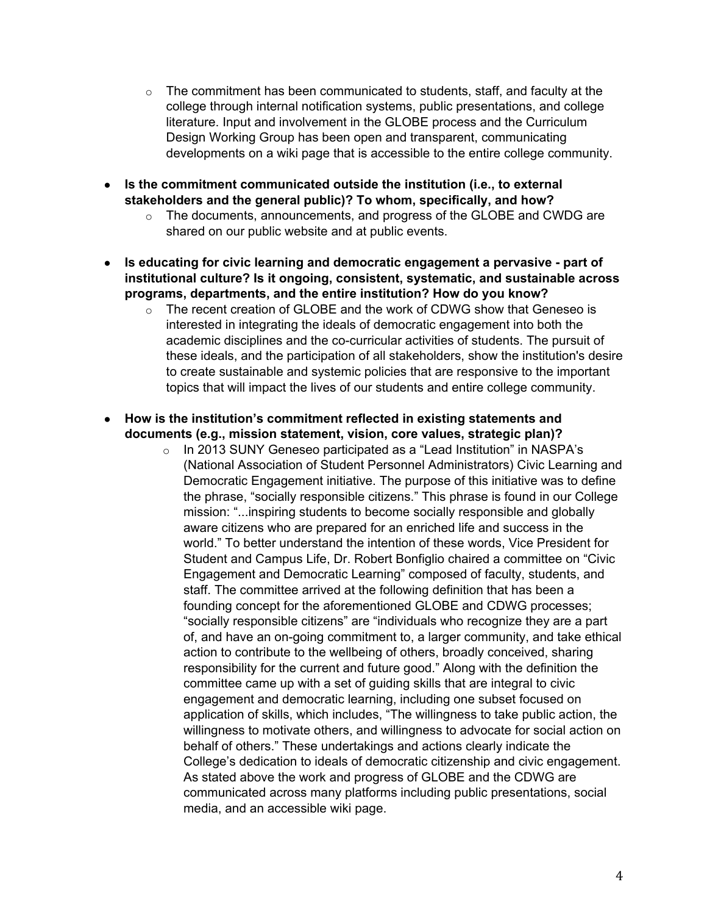- The commitment has been communicated to students, staff, and faculty at the college through internal notification systems, public presentations, and college literature. Input and involvement in the GLOBE process and the Curriculum Design Working Group has been open and transparent, communicating developments on a wiki page that is accessible to the entire college community.

- **Is the commitment communicated outside the institution (i.e., to external stakeholders and the general public)? To whom, specifically, and how?**
   - The documents, announcements, and progress of the GLOBE and CWDG are shared on our public website and at public events.

- **Is educating for civic learning and democratic engagement a pervasive - part of institutional culture? Is it ongoing, consistent, systematic, and sustainable across programs, departments, and the entire institution? How do you know?**
   - The recent creation of GLOBE and the work of CDWG show that Geneseo is interested in integrating the ideals of democratic engagement into both the academic disciplines and the co-curricular activities of students. The pursuit of these ideals, and the participation of all stakeholders, show the institution's desire to create sustainable and systemic policies that are responsive to the important topics that will impact the lives of our students and entire college community.

- **How is the institution's commitment reflected in existing statements and documents (e.g., mission statement, vision, core values, strategic plan)?**
   - In 2013 SUNY Geneseo participated as a "Lead Institution" in NASPA's (National Association of Student Personnel Administrators) Civic Learning and Democratic Engagement initiative. The purpose of this initiative was to define the phrase, "socially responsible citizens." This phrase is found in our College mission: "...inspiring students to become socially responsible and globally aware citizens who are prepared for an enriched life and success in the world." To better understand the intention of these words, Vice President for Student and Campus Life, Dr. Robert Bonfiglio chaired a committee on "Civic Engagement and Democratic Learning" composed of faculty, students, and staff. The committee arrived at the following definition that has been a founding concept for the aforementioned GLOBE and CDWG processes; "socially responsible citizens" are "individuals who recognize they are a part of, and have an on-going commitment to, a larger community, and take ethical action to contribute to the wellbeing of others, broadly conceived, sharing responsibility for the current and future good." Along with the definition the committee came up with a set of guiding skills that are integral to civic engagement and democratic learning, including one subset focused on application of skills, which includes, "The willingness to take public action, the willingness to motivate others, and willingness to advocate for social action on behalf of others." These undertakings and actions clearly indicate the College's dedication to ideals of democratic citizenship and civic engagement. As stated above the work and progress of GLOBE and the CDWG are communicated across many platforms including public presentations, social media, and an accessible wiki page.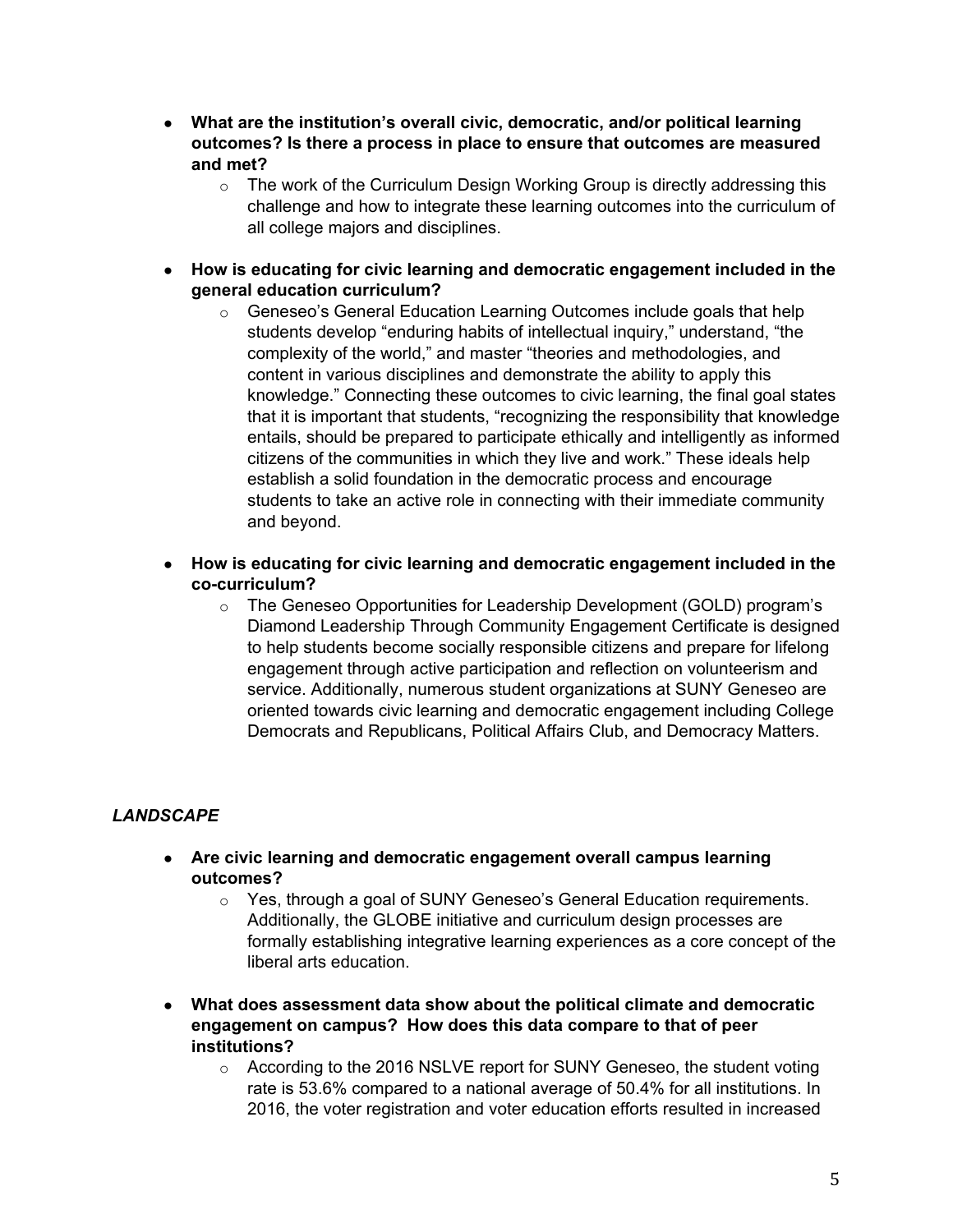- **What are the institution's overall civic, democratic, and/or political learning outcomes? Is there a process in place to ensure that outcomes are measured and met?**
  - The work of the Curriculum Design Working Group is directly addressing this challenge and how to integrate these learning outcomes into the curriculum of all college majors and disciplines.

- **How is educating for civic learning and democratic engagement included in the general education curriculum?**
  - Geneseo's General Education Learning Outcomes include goals that help students develop "enduring habits of intellectual inquiry," understand, "the complexity of the world," and master "theories and methodologies, and content in various disciplines and demonstrate the ability to apply this knowledge." Connecting these outcomes to civic learning, the final goal states that it is important that students, "recognizing the responsibility that knowledge entails, should be prepared to participate ethically and intelligently as informed citizens of the communities in which they live and work." These ideals help establish a solid foundation in the democratic process and encourage students to take an active role in connecting with their immediate community and beyond.

- **How is educating for civic learning and democratic engagement included in the co-curriculum?**
  - The Geneseo Opportunities for Leadership Development (GOLD) program's Diamond Leadership Through Community Engagement Certificate is designed to help students become socially responsible citizens and prepare for lifelong engagement through active participation and reflection on volunteerism and service. Additionally, numerous student organizations at SUNY Geneseo are oriented towards civic learning and democratic engagement including College Democrats and Republicans, Political Affairs Club, and Democracy Matters.

### *LANDSCAPE*

- **Are civic learning and democratic engagement overall campus learning outcomes?**
  - Yes, through a goal of SUNY Geneseo's General Education requirements. Additionally, the GLOBE initiative and curriculum design processes are formally establishing integrative learning experiences as a core concept of the liberal arts education.

- **What does assessment data show about the political climate and democratic engagement on campus? How does this data compare to that of peer institutions?**
  - According to the 2016 NSLVE report for SUNY Geneseo, the student voting rate is 53.6% compared to a national average of 50.4% for all institutions. In 2016, the voter registration and voter education efforts resulted in increased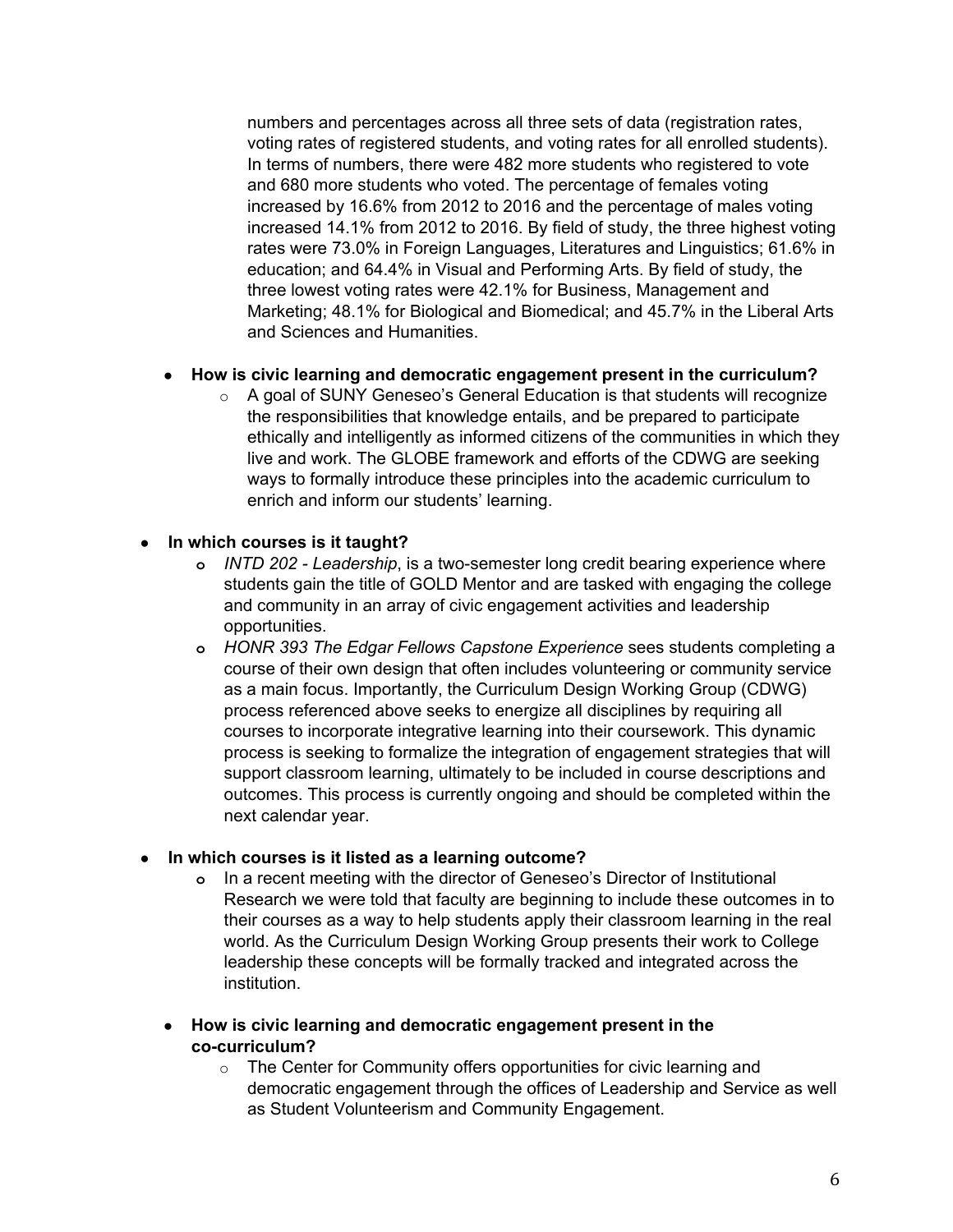numbers and percentages across all three sets of data (registration rates, voting rates of registered students, and voting rates for all enrolled students). In terms of numbers, there were 482 more students who registered to vote and 680 more students who voted. The percentage of females voting increased by 16.6% from 2012 to 2016 and the percentage of males voting increased 14.1% from 2012 to 2016. By field of study, the three highest voting rates were 73.0% in Foreign Languages, Literatures and Linguistics; 61.6% in education; and 64.4% in Visual and Performing Arts. By field of study, the three lowest voting rates were 42.1% for Business, Management and Marketing; 48.1% for Biological and Biomedical; and 45.7% in the Liberal Arts and Sciences and Humanities.

- **How is civic learning and democratic engagement present in the curriculum?**
  - A goal of SUNY Geneseo's General Education is that students will recognize the responsibilities that knowledge entails, and be prepared to participate ethically and intelligently as informed citizens of the communities in which they live and work. The GLOBE framework and efforts of the CDWG are seeking ways to formally introduce these principles into the academic curriculum to enrich and inform our students' learning.

- **In which courses is it taught?**
  - *INTD 202 - Leadership*, is a two-semester long credit bearing experience where students gain the title of GOLD Mentor and are tasked with engaging the college and community in an array of civic engagement activities and leadership opportunities.
  - *HONR 393 The Edgar Fellows Capstone Experience* sees students completing a course of their own design that often includes volunteering or community service as a main focus. Importantly, the Curriculum Design Working Group (CDWG) process referenced above seeks to energize all disciplines by requiring all courses to incorporate integrative learning into their coursework. This dynamic process is seeking to formalize the integration of engagement strategies that will support classroom learning, ultimately to be included in course descriptions and outcomes. This process is currently ongoing and should be completed within the next calendar year.

- **In which courses is it listed as a learning outcome?**
  - In a recent meeting with the director of Geneseo's Director of Institutional Research we were told that faculty are beginning to include these outcomes in to their courses as a way to help students apply their classroom learning in the real world. As the Curriculum Design Working Group presents their work to College leadership these concepts will be formally tracked and integrated across the institution.

- **How is civic learning and democratic engagement present in the co-curriculum?**
  - The Center for Community offers opportunities for civic learning and democratic engagement through the offices of Leadership and Service as well as Student Volunteerism and Community Engagement.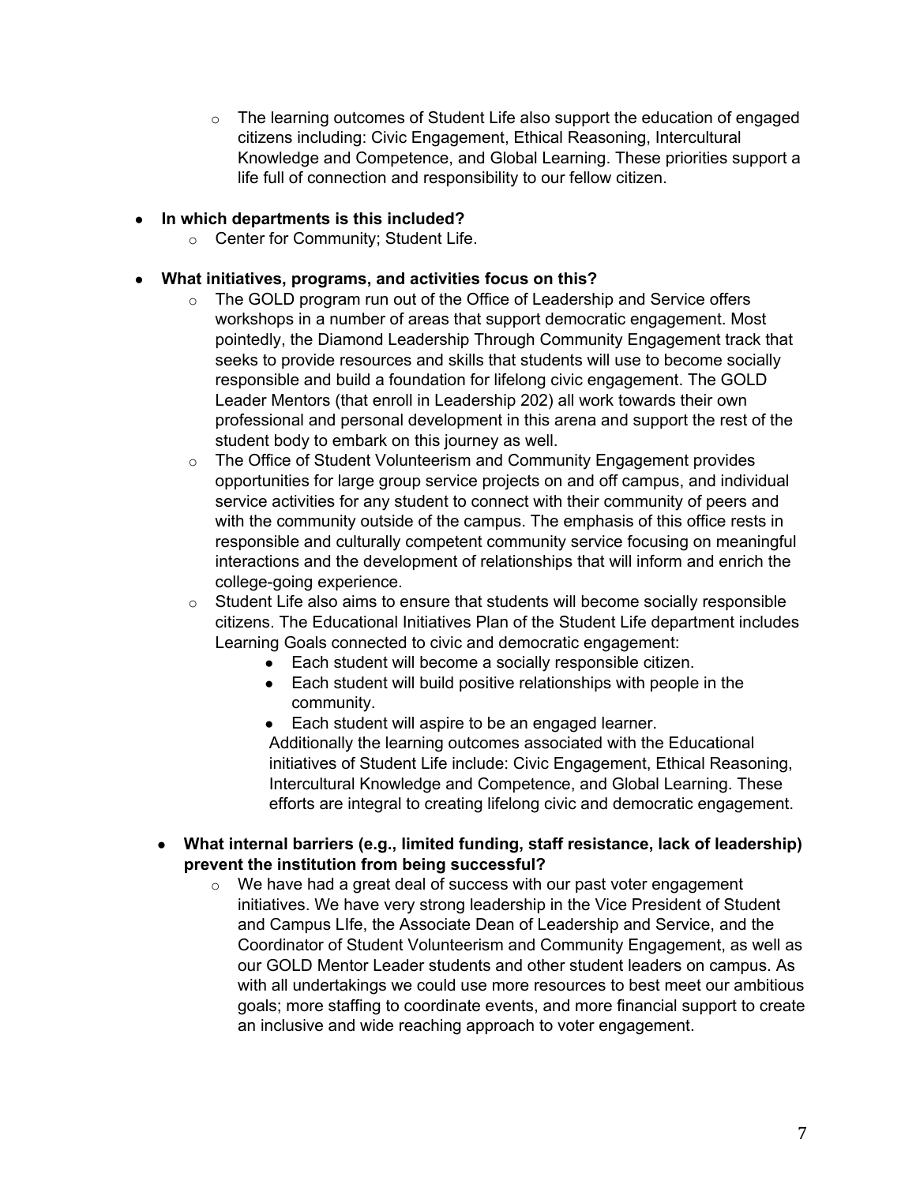- The learning outcomes of Student Life also support the education of engaged citizens including: Civic Engagement, Ethical Reasoning, Intercultural Knowledge and Competence, and Global Learning. These priorities support a life full of connection and responsibility to our fellow citizen.

- **In which departments is this included?**
  - Center for Community; Student Life.

- **What initiatives, programs, and activities focus on this?**
  - The GOLD program run out of the Office of Leadership and Service offers workshops in a number of areas that support democratic engagement. Most pointedly, the Diamond Leadership Through Community Engagement track that seeks to provide resources and skills that students will use to become socially responsible and build a foundation for lifelong civic engagement. The GOLD Leader Mentors (that enroll in Leadership 202) all work towards their own professional and personal development in this arena and support the rest of the student body to embark on this journey as well.
  - The Office of Student Volunteerism and Community Engagement provides opportunities for large group service projects on and off campus, and individual service activities for any student to connect with their community of peers and with the community outside of the campus. The emphasis of this office rests in responsible and culturally competent community service focusing on meaningful interactions and the development of relationships that will inform and enrich the college-going experience.
  - Student Life also aims to ensure that students will become socially responsible citizens. The Educational Initiatives Plan of the Student Life department includes Learning Goals connected to civic and democratic engagement:
    - Each student will become a socially responsible citizen.
    - Each student will build positive relationships with people in the community.
    - Each student will aspire to be an engaged learner.

    Additionally the learning outcomes associated with the Educational initiatives of Student Life include: Civic Engagement, Ethical Reasoning, Intercultural Knowledge and Competence, and Global Learning. These efforts are integral to creating lifelong civic and democratic engagement.

- **What internal barriers (e.g., limited funding, staff resistance, lack of leadership) prevent the institution from being successful?**
  - We have had a great deal of success with our past voter engagement initiatives. We have very strong leadership in the Vice President of Student and Campus LIfe, the Associate Dean of Leadership and Service, and the Coordinator of Student Volunteerism and Community Engagement, as well as our GOLD Mentor Leader students and other student leaders on campus. As with all undertakings we could use more resources to best meet our ambitious goals; more staffing to coordinate events, and more financial support to create an inclusive and wide reaching approach to voter engagement.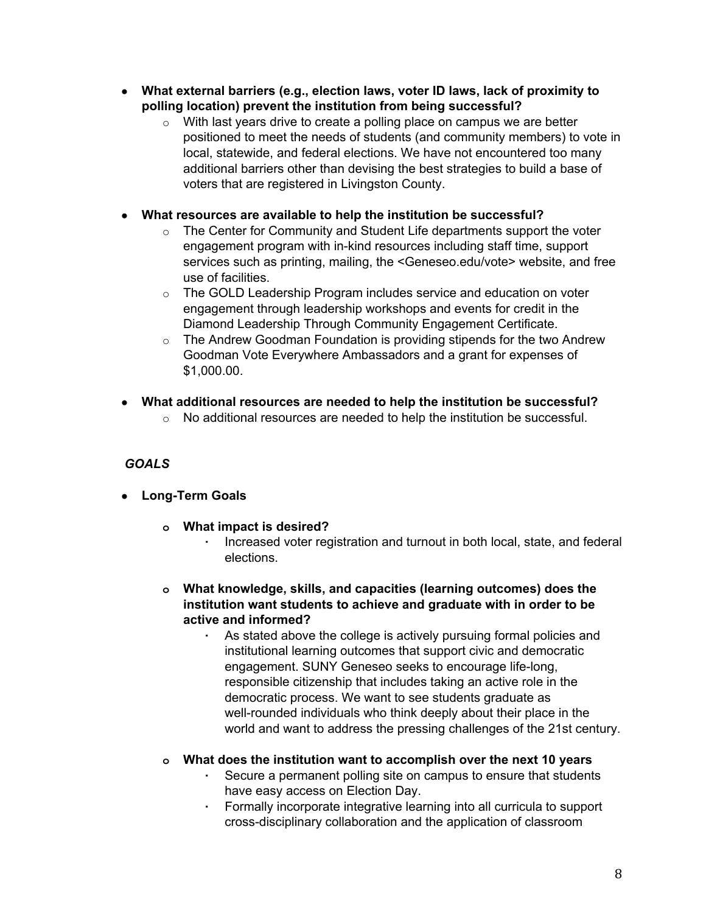- **What external barriers (e.g., election laws, voter ID laws, lack of proximity to polling location) prevent the institution from being successful?**
  - With last years drive to create a polling place on campus we are better positioned to meet the needs of students (and community members) to vote in local, statewide, and federal elections. We have not encountered too many additional barriers other than devising the best strategies to build a base of voters that are registered in Livingston County.

- **What resources are available to help the institution be successful?**
  - The Center for Community and Student Life departments support the voter engagement program with in-kind resources including staff time, support services such as printing, mailing, the <Geneseo.edu/vote> website, and free use of facilities.
  - The GOLD Leadership Program includes service and education on voter engagement through leadership workshops and events for credit in the Diamond Leadership Through Community Engagement Certificate.
  - The Andrew Goodman Foundation is providing stipends for the two Andrew Goodman Vote Everywhere Ambassadors and a grant for expenses of $1,000.00.

- **What additional resources are needed to help the institution be successful?**
  - No additional resources are needed to help the institution be successful.

***GOALS***

- **Long-Term Goals**
  - **What impact is desired?**
    - Increased voter registration and turnout in both local, state, and federal elections.
  - **What knowledge, skills, and capacities (learning outcomes) does the institution want students to achieve and graduate with in order to be active and informed?**
    - As stated above the college is actively pursuing formal policies and institutional learning outcomes that support civic and democratic engagement. SUNY Geneseo seeks to encourage life-long, responsible citizenship that includes taking an active role in the democratic process. We want to see students graduate as well-rounded individuals who think deeply about their place in the world and want to address the pressing challenges of the 21st century.
  - **What does the institution want to accomplish over the next 10 years**
    - Secure a permanent polling site on campus to ensure that students have easy access on Election Day.
    - Formally incorporate integrative learning into all curricula to support cross-disciplinary collaboration and the application of classroom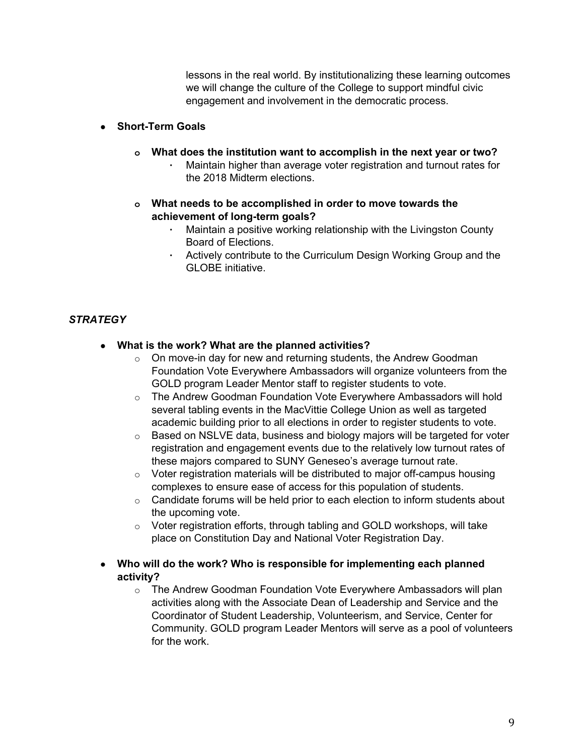lessons in the real world. By institutionalizing these learning outcomes we will change the culture of the College to support mindful civic engagement and involvement in the democratic process.

- **Short-Term Goals**
  - **What does the institution want to accomplish in the next year or two?**
    - Maintain higher than average voter registration and turnout rates for the 2018 Midterm elections.
  - **What needs to be accomplished in order to move towards the achievement of long-term goals?**
    - Maintain a positive working relationship with the Livingston County Board of Elections.
    - Actively contribute to the Curriculum Design Working Group and the GLOBE initiative.

***STRATEGY***

- **What is the work? What are the planned activities?**
  - On move-in day for new and returning students, the Andrew Goodman Foundation Vote Everywhere Ambassadors will organize volunteers from the GOLD program Leader Mentor staff to register students to vote.
  - The Andrew Goodman Foundation Vote Everywhere Ambassadors will hold several tabling events in the MacVittie College Union as well as targeted academic building prior to all elections in order to register students to vote.
  - Based on NSLVE data, business and biology majors will be targeted for voter registration and engagement events due to the relatively low turnout rates of these majors compared to SUNY Geneseo's average turnout rate.
  - Voter registration materials will be distributed to major off-campus housing complexes to ensure ease of access for this population of students.
  - Candidate forums will be held prior to each election to inform students about the upcoming vote.
  - Voter registration efforts, through tabling and GOLD workshops, will take place on Constitution Day and National Voter Registration Day.
- **Who will do the work? Who is responsible for implementing each planned activity?**
  - The Andrew Goodman Foundation Vote Everywhere Ambassadors will plan activities along with the Associate Dean of Leadership and Service and the Coordinator of Student Leadership, Volunteerism, and Service, Center for Community. GOLD program Leader Mentors will serve as a pool of volunteers for the work.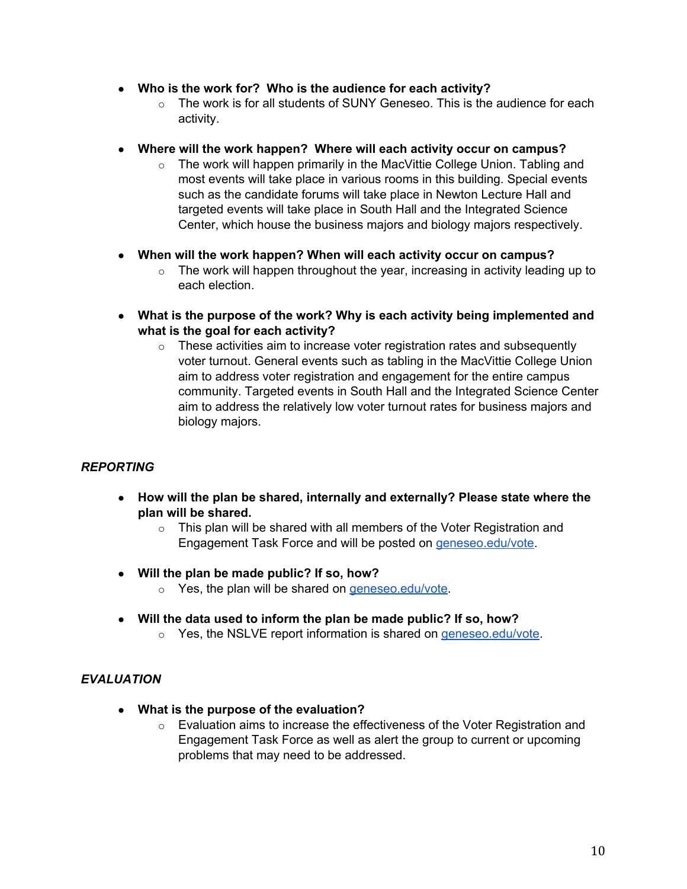- **Who is the work for? Who is the audience for each activity?**
    - The work is for all students of SUNY Geneseo. This is the audience for each activity.

- **Where will the work happen? Where will each activity occur on campus?**
    - The work will happen primarily in the MacVittie College Union. Tabling and most events will take place in various rooms in this building. Special events such as the candidate forums will take place in Newton Lecture Hall and targeted events will take place in South Hall and the Integrated Science Center, which house the business majors and biology majors respectively.

- **When will the work happen? When will each activity occur on campus?**
    - The work will happen throughout the year, increasing in activity leading up to each election.

- **What is the purpose of the work? Why is each activity being implemented and what is the goal for each activity?**
    - These activities aim to increase voter registration rates and subsequently voter turnout. General events such as tabling in the MacVittie College Union aim to address voter registration and engagement for the entire campus community. Targeted events in South Hall and the Integrated Science Center aim to address the relatively low voter turnout rates for business majors and biology majors.

### *REPORTING*

- **How will the plan be shared, internally and externally? Please state where the plan will be shared.**
    - This plan will be shared with all members of the Voter Registration and Engagement Task Force and will be posted on [geneseo.edu/vote](geneseo.edu/vote).

- **Will the plan be made public? If so, how?**
    - Yes, the plan will be shared on [geneseo.edu/vote](geneseo.edu/vote).

- **Will the data used to inform the plan be made public? If so, how?**
    - Yes, the NSLVE report information is shared on [geneseo.edu/vote](geneseo.edu/vote).

### *EVALUATION*

- **What is the purpose of the evaluation?**
    - Evaluation aims to increase the effectiveness of the Voter Registration and Engagement Task Force as well as alert the group to current or upcoming problems that may need to be addressed.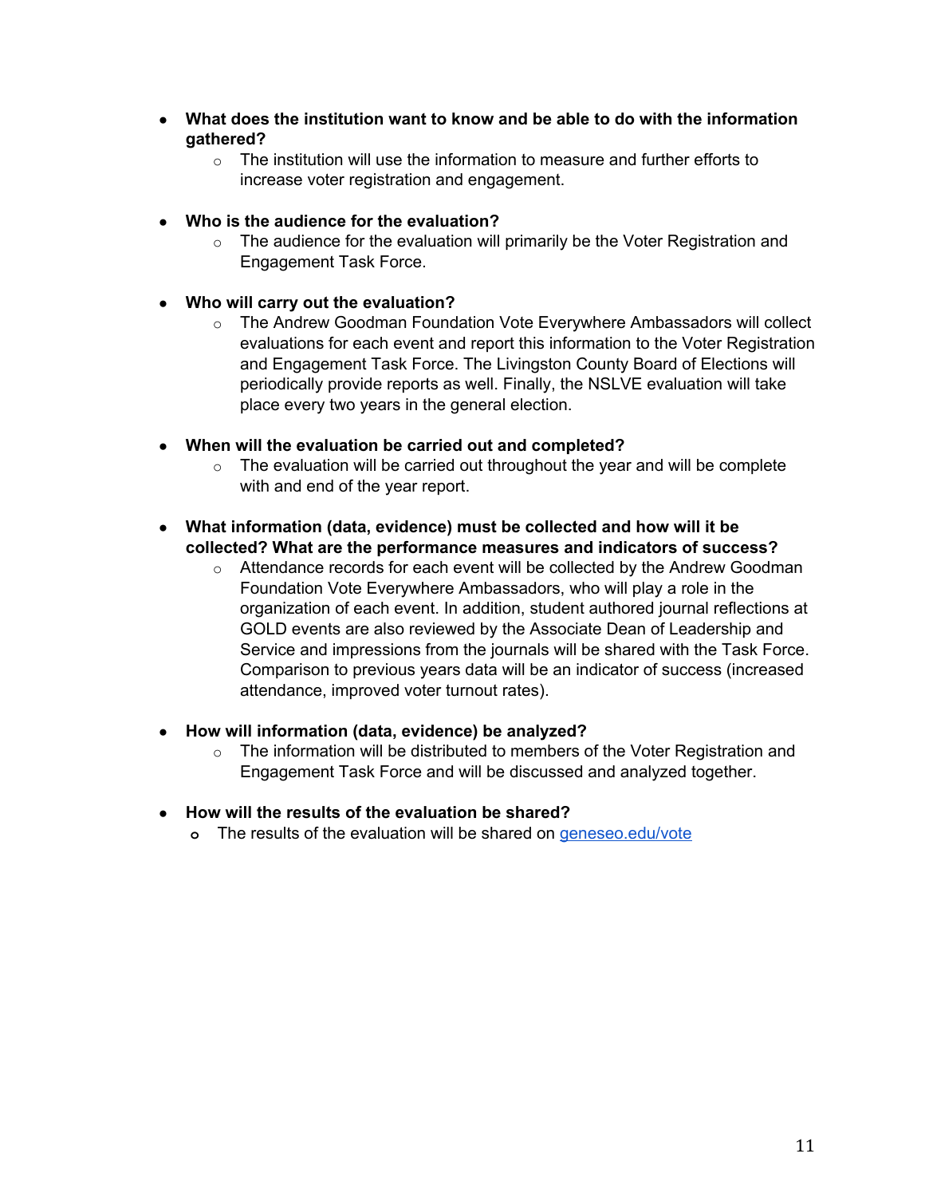- **What does the institution want to know and be able to do with the information gathered?**
  - The institution will use the information to measure and further efforts to increase voter registration and engagement.

- **Who is the audience for the evaluation?**
  - The audience for the evaluation will primarily be the Voter Registration and Engagement Task Force.

- **Who will carry out the evaluation?**
  - The Andrew Goodman Foundation Vote Everywhere Ambassadors will collect evaluations for each event and report this information to the Voter Registration and Engagement Task Force. The Livingston County Board of Elections will periodically provide reports as well. Finally, the NSLVE evaluation will take place every two years in the general election.

- **When will the evaluation be carried out and completed?**
  - The evaluation will be carried out throughout the year and will be complete with and end of the year report.

- **What information (data, evidence) must be collected and how will it be collected? What are the performance measures and indicators of success?**
  - Attendance records for each event will be collected by the Andrew Goodman Foundation Vote Everywhere Ambassadors, who will play a role in the organization of each event. In addition, student authored journal reflections at GOLD events are also reviewed by the Associate Dean of Leadership and Service and impressions from the journals will be shared with the Task Force. Comparison to previous years data will be an indicator of success (increased attendance, improved voter turnout rates).

- **How will information (data, evidence) be analyzed?**
  - The information will be distributed to members of the Voter Registration and Engagement Task Force and will be discussed and analyzed together.

- **How will the results of the evaluation be shared?**
  - The results of the evaluation will be shared on [geneseo.edu/vote](geneseo.edu/vote)